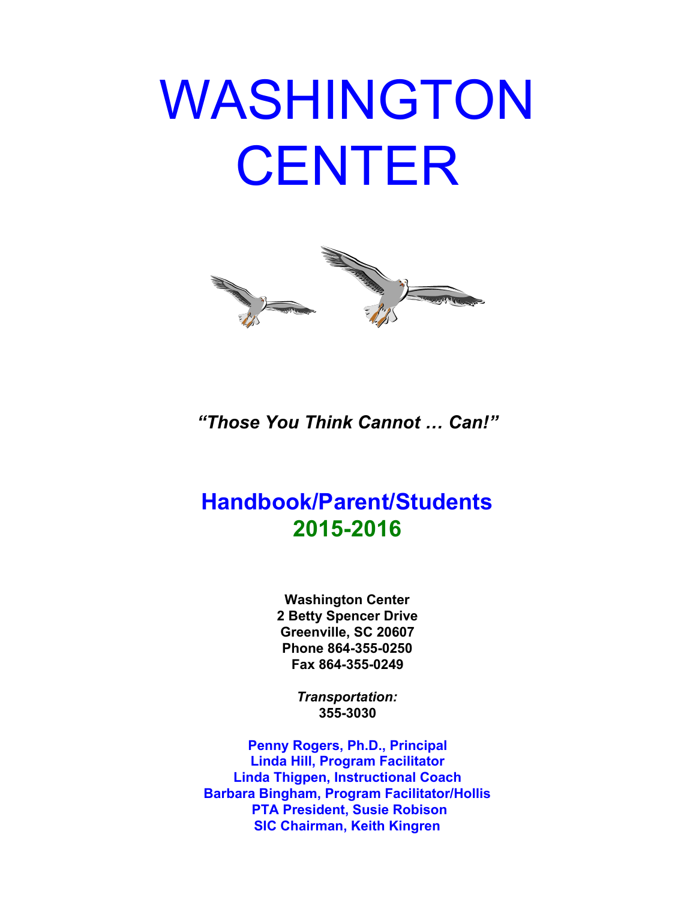# WASHINGTON CENTER

***"Those You Think Cannot … Can!"***

## Handbook/Parent/Students
## 2015-2016

**Washington Center**
**2 Betty Spencer Drive**
**Greenville, SC 20607**
**Phone 864-355-0250**
**Fax 864-355-0249**

***Transportation:***
**355-3030**

**Penny Rogers, Ph.D., Principal**
**Linda Hill, Program Facilitator**
**Linda Thigpen, Instructional Coach**
**Barbara Bingham, Program Facilitator/Hollis**
**PTA President, Susie Robison**
**SIC Chairman, Keith Kingren**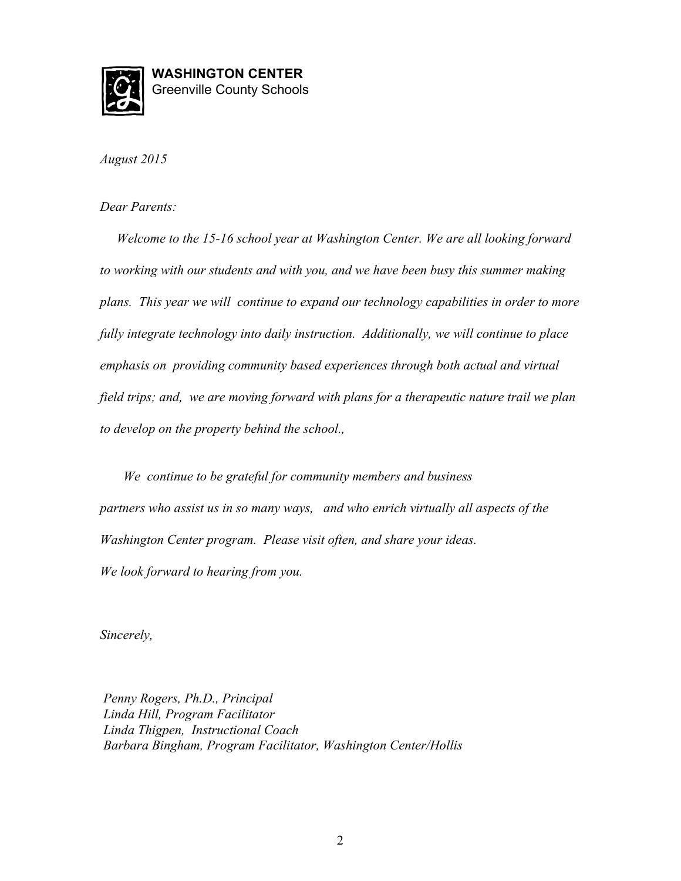**WASHINGTON CENTER**
Greenville County Schools

*August 2015*

*Dear Parents:*

*Welcome to the 15-16 school year at Washington Center. We are all looking forward to working with our students and with you, and we have been busy this summer making plans. This year we will continue to expand our technology capabilities in order to more fully integrate technology into daily instruction. Additionally, we will continue to place emphasis on providing community based experiences through both actual and virtual field trips; and, we are moving forward with plans for a therapeutic nature trail we plan to develop on the property behind the school.,*

*We continue to be grateful for community members and business partners who assist us in so many ways, and who enrich virtually all aspects of the Washington Center program. Please visit often, and share your ideas. We look forward to hearing from you.*

*Sincerely,*

*Penny Rogers, Ph.D., Principal*
*Linda Hill, Program Facilitator*
*Linda Thigpen, Instructional Coach*
*Barbara Bingham, Program Facilitator, Washington Center/Hollis*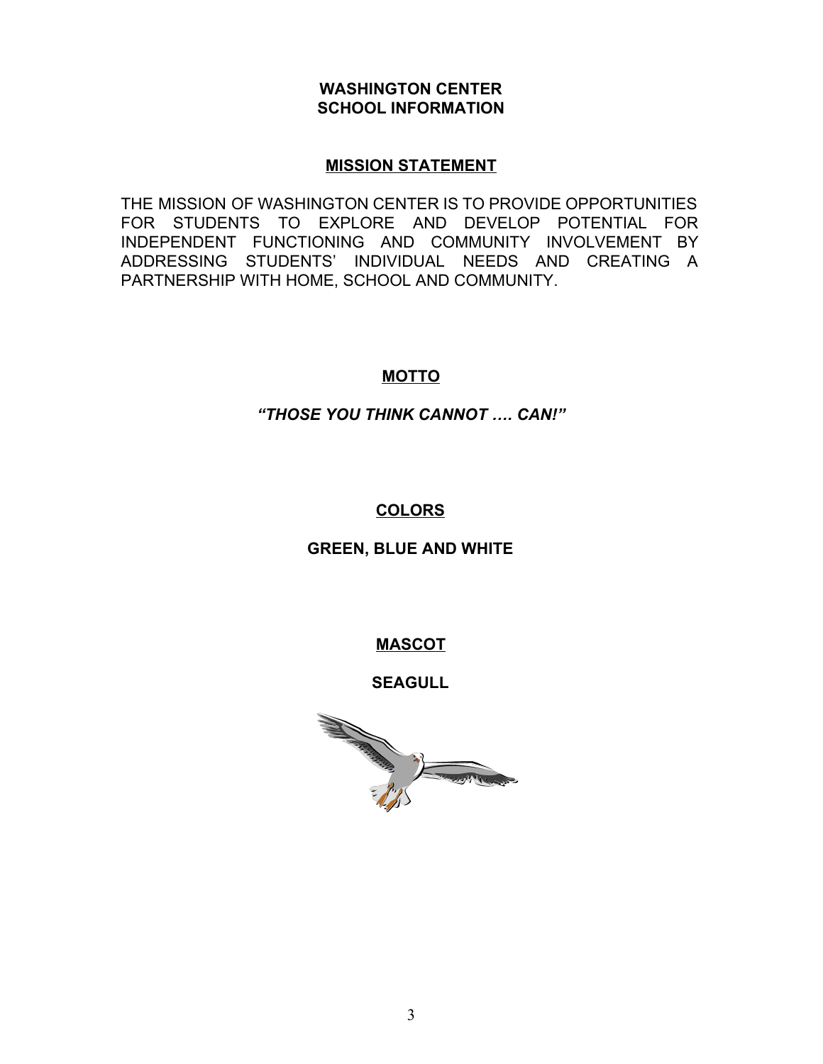# WASHINGTON CENTER
# SCHOOL INFORMATION

## MISSION STATEMENT

THE MISSION OF WASHINGTON CENTER IS TO PROVIDE OPPORTUNITIES FOR STUDENTS TO EXPLORE AND DEVELOP POTENTIAL FOR INDEPENDENT FUNCTIONING AND COMMUNITY INVOLVEMENT BY ADDRESSING STUDENTS' INDIVIDUAL NEEDS AND CREATING A PARTNERSHIP WITH HOME, SCHOOL AND COMMUNITY.

## MOTTO

***"THOSE YOU THINK CANNOT …. CAN!"***

## COLORS

**GREEN, BLUE AND WHITE**

## MASCOT

**SEAGULL**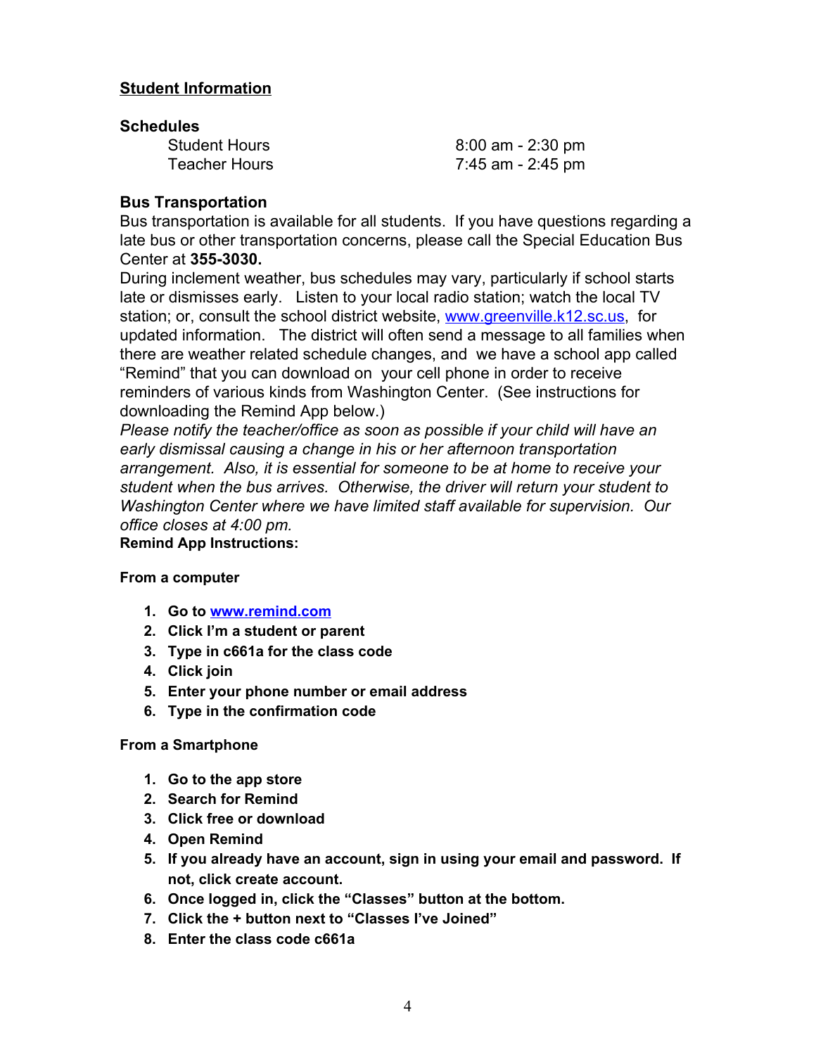## Student Information

### Schedules

| | |
|---|---|
| Student Hours | 8:00 am - 2:30 pm |
| Teacher Hours | 7:45 am - 2:45 pm |

### Bus Transportation

Bus transportation is available for all students. If you have questions regarding a late bus or other transportation concerns, please call the Special Education Bus Center at **355-3030.**

During inclement weather, bus schedules may vary, particularly if school starts late or dismisses early. Listen to your local radio station; watch the local TV station; or, consult the school district website, www.greenville.k12.sc.us, for updated information. The district will often send a message to all families when there are weather related schedule changes, and we have a school app called "Remind" that you can download on your cell phone in order to receive reminders of various kinds from Washington Center. (See instructions for downloading the Remind App below.)

*Please notify the teacher/office as soon as possible if your child will have an early dismissal causing a change in his or her afternoon transportation arrangement. Also, it is essential for someone to be at home to receive your student when the bus arrives. Otherwise, the driver will return your student to Washington Center where we have limited staff available for supervision. Our office closes at 4:00 pm.*

**Remind App Instructions:**

**From a computer**

1. **Go to www.remind.com**
2. **Click I'm a student or parent**
3. **Type in c661a for the class code**
4. **Click join**
5. **Enter your phone number or email address**
6. **Type in the confirmation code**

**From a Smartphone**

1. **Go to the app store**
2. **Search for Remind**
3. **Click free or download**
4. **Open Remind**
5. **If you already have an account, sign in using your email and password. If not, click create account.**
6. **Once logged in, click the "Classes" button at the bottom.**
7. **Click the + button next to "Classes I've Joined"**
8. **Enter the class code c661a**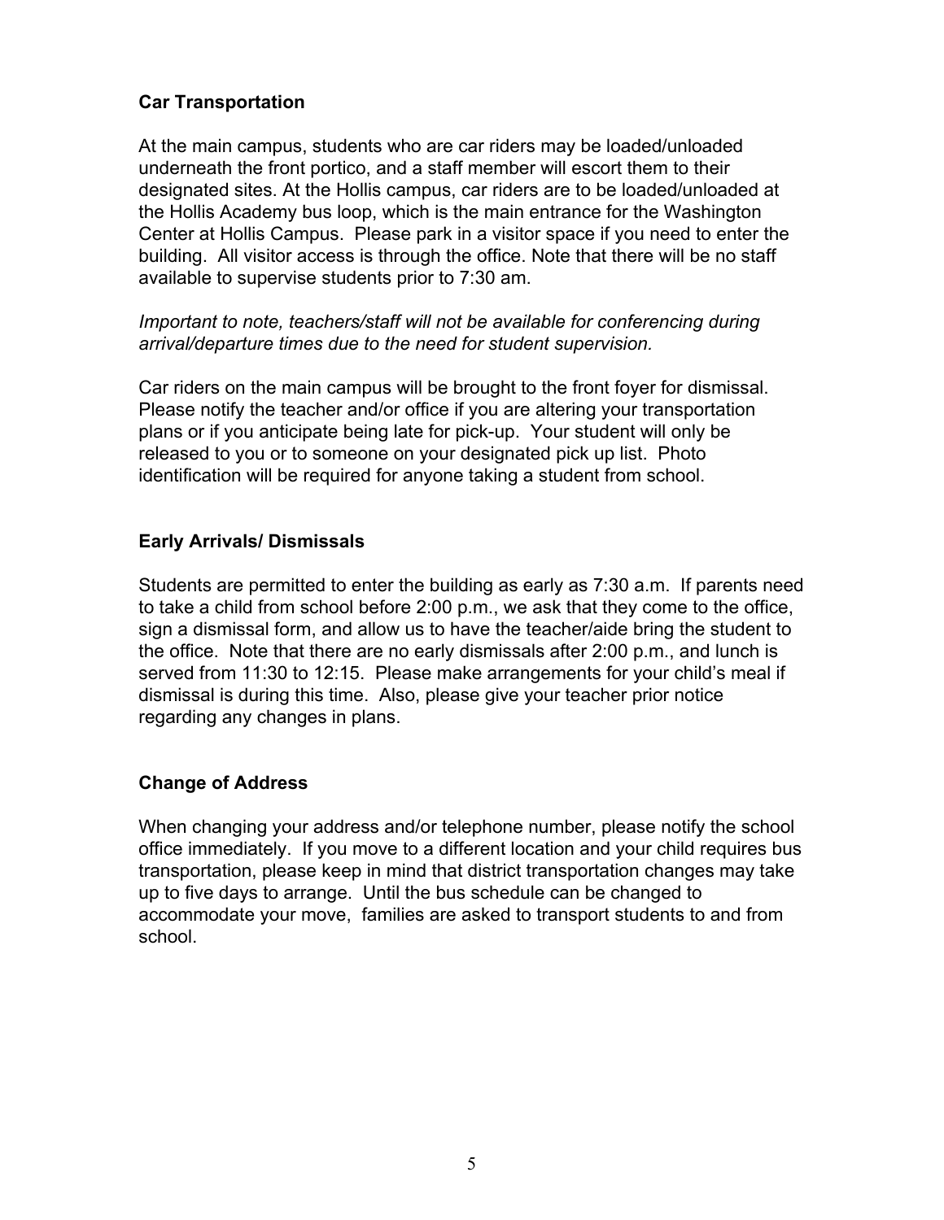**Car Transportation**

At the main campus, students who are car riders may be loaded/unloaded underneath the front portico, and a staff member will escort them to their designated sites. At the Hollis campus, car riders are to be loaded/unloaded at the Hollis Academy bus loop, which is the main entrance for the Washington Center at Hollis Campus. Please park in a visitor space if you need to enter the building. All visitor access is through the office. Note that there will be no staff available to supervise students prior to 7:30 am.

*Important to note, teachers/staff will not be available for conferencing during arrival/departure times due to the need for student supervision.*

Car riders on the main campus will be brought to the front foyer for dismissal. Please notify the teacher and/or office if you are altering your transportation plans or if you anticipate being late for pick-up. Your student will only be released to you or to someone on your designated pick up list. Photo identification will be required for anyone taking a student from school.

**Early Arrivals/ Dismissals**

Students are permitted to enter the building as early as 7:30 a.m. If parents need to take a child from school before 2:00 p.m., we ask that they come to the office, sign a dismissal form, and allow us to have the teacher/aide bring the student to the office. Note that there are no early dismissals after 2:00 p.m., and lunch is served from 11:30 to 12:15. Please make arrangements for your child's meal if dismissal is during this time. Also, please give your teacher prior notice regarding any changes in plans.

**Change of Address**

When changing your address and/or telephone number, please notify the school office immediately. If you move to a different location and your child requires bus transportation, please keep in mind that district transportation changes may take up to five days to arrange. Until the bus schedule can be changed to accommodate your move, families are asked to transport students to and from school.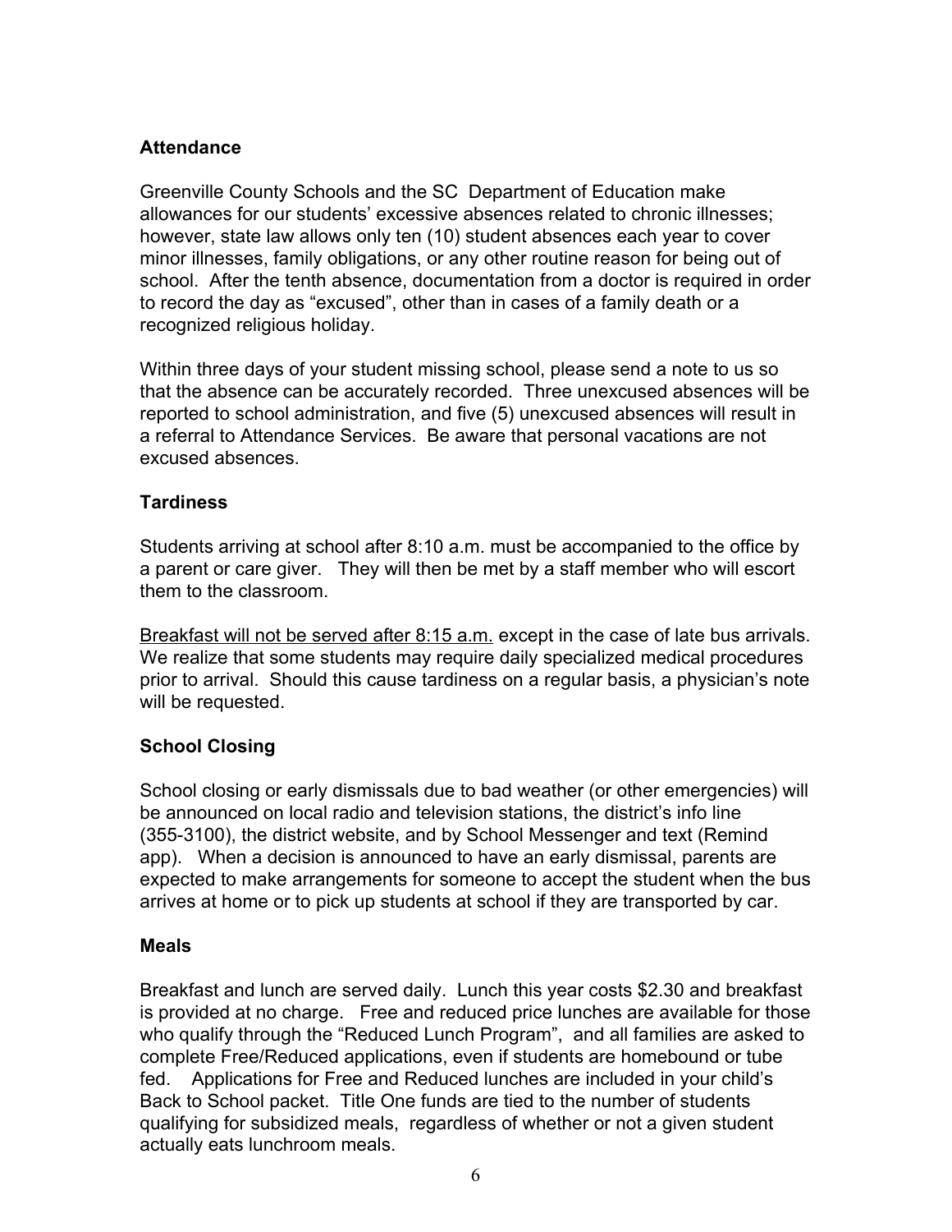## Attendance

Greenville County Schools and the SC Department of Education make allowances for our students' excessive absences related to chronic illnesses; however, state law allows only ten (10) student absences each year to cover minor illnesses, family obligations, or any other routine reason for being out of school. After the tenth absence, documentation from a doctor is required in order to record the day as "excused", other than in cases of a family death or a recognized religious holiday.

Within three days of your student missing school, please send a note to us so that the absence can be accurately recorded. Three unexcused absences will be reported to school administration, and five (5) unexcused absences will result in a referral to Attendance Services. Be aware that personal vacations are not excused absences.

## Tardiness

Students arriving at school after 8:10 a.m. must be accompanied to the office by a parent or care giver. They will then be met by a staff member who will escort them to the classroom.

<u>Breakfast will not be served after 8:15 a.m.</u> except in the case of late bus arrivals. We realize that some students may require daily specialized medical procedures prior to arrival. Should this cause tardiness on a regular basis, a physician's note will be requested.

## School Closing

School closing or early dismissals due to bad weather (or other emergencies) will be announced on local radio and television stations, the district's info line (355-3100), the district website, and by School Messenger and text (Remind app). When a decision is announced to have an early dismissal, parents are expected to make arrangements for someone to accept the student when the bus arrives at home or to pick up students at school if they are transported by car.

## Meals

Breakfast and lunch are served daily. Lunch this year costs $2.30 and breakfast is provided at no charge. Free and reduced price lunches are available for those who qualify through the "Reduced Lunch Program", and all families are asked to complete Free/Reduced applications, even if students are homebound or tube fed. Applications for Free and Reduced lunches are included in your child's Back to School packet. Title One funds are tied to the number of students qualifying for subsidized meals, regardless of whether or not a given student actually eats lunchroom meals.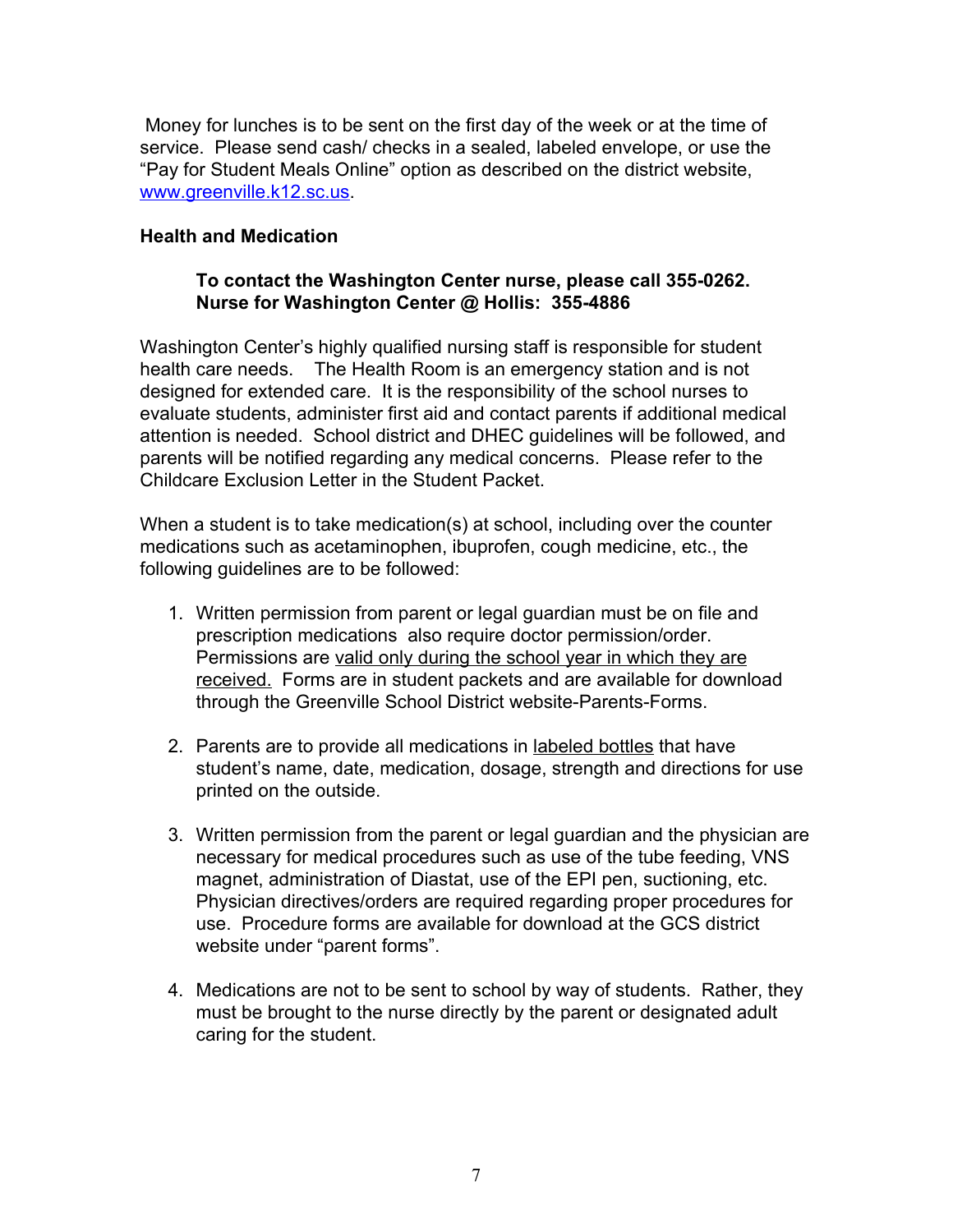Money for lunches is to be sent on the first day of the week or at the time of service. Please send cash/ checks in a sealed, labeled envelope, or use the "Pay for Student Meals Online" option as described on the district website, www.greenville.k12.sc.us.

**Health and Medication**

**To contact the Washington Center nurse, please call 355-0262.**
**Nurse for Washington Center @ Hollis: 355-4886**

Washington Center's highly qualified nursing staff is responsible for student health care needs. The Health Room is an emergency station and is not designed for extended care. It is the responsibility of the school nurses to evaluate students, administer first aid and contact parents if additional medical attention is needed. School district and DHEC guidelines will be followed, and parents will be notified regarding any medical concerns. Please refer to the Childcare Exclusion Letter in the Student Packet.

When a student is to take medication(s) at school, including over the counter medications such as acetaminophen, ibuprofen, cough medicine, etc., the following guidelines are to be followed:

1. Written permission from parent or legal guardian must be on file and prescription medications also require doctor permission/order. Permissions are <u>valid only during the school year in which they are received.</u> Forms are in student packets and are available for download through the Greenville School District website-Parents-Forms.

2. Parents are to provide all medications in <u>labeled bottles</u> that have student's name, date, medication, dosage, strength and directions for use printed on the outside.

3. Written permission from the parent or legal guardian and the physician are necessary for medical procedures such as use of the tube feeding, VNS magnet, administration of Diastat, use of the EPI pen, suctioning, etc. Physician directives/orders are required regarding proper procedures for use. Procedure forms are available for download at the GCS district website under "parent forms".

4. Medications are not to be sent to school by way of students. Rather, they must be brought to the nurse directly by the parent or designated adult caring for the student.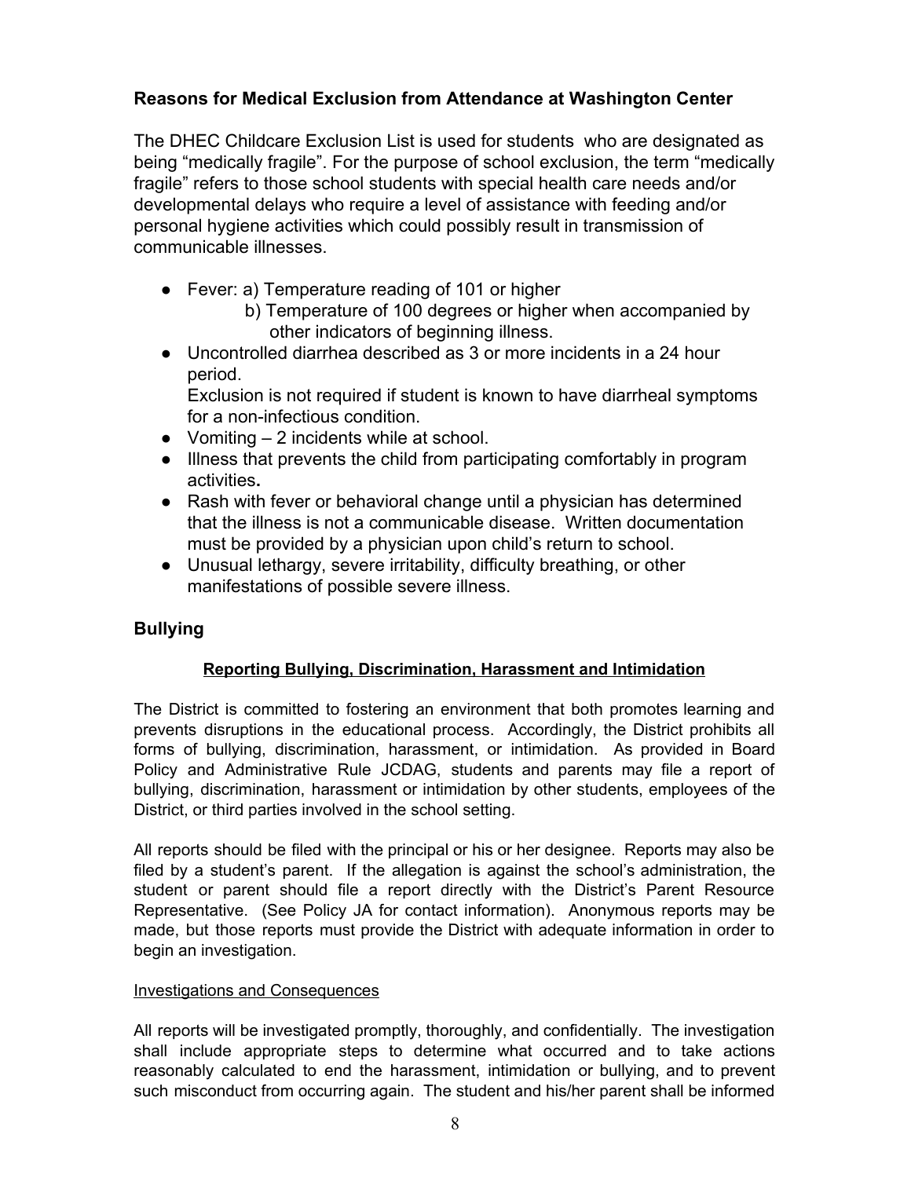### **Reasons for Medical Exclusion from Attendance at Washington Center**

The DHEC Childcare Exclusion List is used for students who are designated as being "medically fragile". For the purpose of school exclusion, the term "medically fragile" refers to those school students with special health care needs and/or developmental delays who require a level of assistance with feeding and/or personal hygiene activities which could possibly result in transmission of communicable illnesses.

- Fever: a) Temperature reading of 101 or higher
  b) Temperature of 100 degrees or higher when accompanied by other indicators of beginning illness.
- Uncontrolled diarrhea described as 3 or more incidents in a 24 hour period.
  Exclusion is not required if student is known to have diarrheal symptoms for a non-infectious condition.
- Vomiting – 2 incidents while at school.
- Illness that prevents the child from participating comfortably in program activities**.**
- Rash with fever or behavioral change until a physician has determined that the illness is not a communicable disease. Written documentation must be provided by a physician upon child's return to school.
- Unusual lethargy, severe irritability, difficulty breathing, or other manifestations of possible severe illness.

## **Bullying**

**Reporting Bullying, Discrimination, Harassment and Intimidation**

The District is committed to fostering an environment that both promotes learning and prevents disruptions in the educational process. Accordingly, the District prohibits all forms of bullying, discrimination, harassment, or intimidation. As provided in Board Policy and Administrative Rule JCDAG, students and parents may file a report of bullying, discrimination, harassment or intimidation by other students, employees of the District, or third parties involved in the school setting.

All reports should be filed with the principal or his or her designee. Reports may also be filed by a student's parent. If the allegation is against the school's administration, the student or parent should file a report directly with the District's Parent Resource Representative. (See Policy JA for contact information). Anonymous reports may be made, but those reports must provide the District with adequate information in order to begin an investigation.

Investigations and Consequences

All reports will be investigated promptly, thoroughly, and confidentially. The investigation shall include appropriate steps to determine what occurred and to take actions reasonably calculated to end the harassment, intimidation or bullying, and to prevent such misconduct from occurring again. The student and his/her parent shall be informed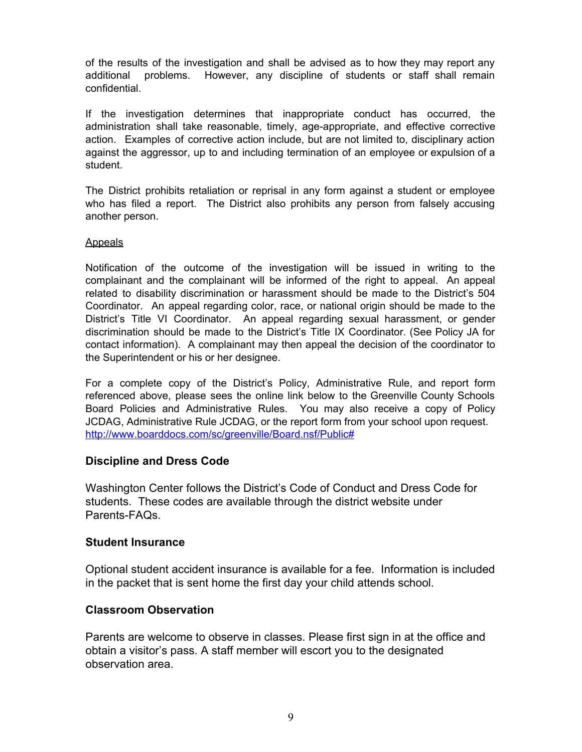of the results of the investigation and shall be advised as to how they may report any additional problems. However, any discipline of students or staff shall remain confidential.

If the investigation determines that inappropriate conduct has occurred, the administration shall take reasonable, timely, age-appropriate, and effective corrective action. Examples of corrective action include, but are not limited to, disciplinary action against the aggressor, up to and including termination of an employee or expulsion of a student.

The District prohibits retaliation or reprisal in any form against a student or employee who has filed a report. The District also prohibits any person from falsely accusing another person.

<u>Appeals</u>

Notification of the outcome of the investigation will be issued in writing to the complainant and the complainant will be informed of the right to appeal. An appeal related to disability discrimination or harassment should be made to the District's 504 Coordinator. An appeal regarding color, race, or national origin should be made to the District's Title VI Coordinator. An appeal regarding sexual harassment, or gender discrimination should be made to the District's Title IX Coordinator. (See Policy JA for contact information). A complainant may then appeal the decision of the coordinator to the Superintendent or his or her designee.

For a complete copy of the District's Policy, Administrative Rule, and report form referenced above, please sees the online link below to the Greenville County Schools Board Policies and Administrative Rules. You may also receive a copy of Policy JCDAG, Administrative Rule JCDAG, or the report form from your school upon request. http://www.boarddocs.com/sc/greenville/Board.nsf/Public#

### Discipline and Dress Code

Washington Center follows the District's Code of Conduct and Dress Code for students. These codes are available through the district website under Parents-FAQs.

### Student Insurance

Optional student accident insurance is available for a fee. Information is included in the packet that is sent home the first day your child attends school.

### Classroom Observation

Parents are welcome to observe in classes. Please first sign in at the office and obtain a visitor's pass. A staff member will escort you to the designated observation area.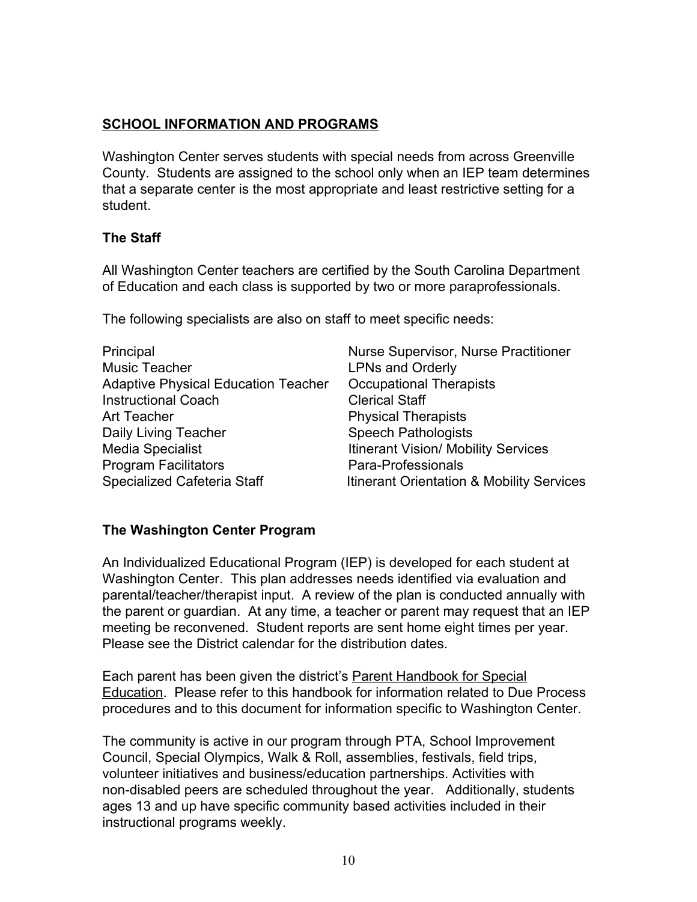## SCHOOL INFORMATION AND PROGRAMS

Washington Center serves students with special needs from across Greenville County. Students are assigned to the school only when an IEP team determines that a separate center is the most appropriate and least restrictive setting for a student.

### The Staff

All Washington Center teachers are certified by the South Carolina Department of Education and each class is supported by two or more paraprofessionals.

The following specialists are also on staff to meet specific needs:

| | |
|---|---|
| Principal | Nurse Supervisor, Nurse Practitioner |
| Music Teacher | LPNs and Orderly |
| Adaptive Physical Education Teacher | Occupational Therapists |
| Instructional Coach | Clerical Staff |
| Art Teacher | Physical Therapists |
| Daily Living Teacher | Speech Pathologists |
| Media Specialist | Itinerant Vision/ Mobility Services |
| Program Facilitators | Para-Professionals |
| Specialized Cafeteria Staff | Itinerant Orientation & Mobility Services |

### The Washington Center Program

An Individualized Educational Program (IEP) is developed for each student at Washington Center. This plan addresses needs identified via evaluation and parental/teacher/therapist input. A review of the plan is conducted annually with the parent or guardian. At any time, a teacher or parent may request that an IEP meeting be reconvened. Student reports are sent home eight times per year. Please see the District calendar for the distribution dates.

Each parent has been given the district's Parent Handbook for Special Education. Please refer to this handbook for information related to Due Process procedures and to this document for information specific to Washington Center.

The community is active in our program through PTA, School Improvement Council, Special Olympics, Walk & Roll, assemblies, festivals, field trips, volunteer initiatives and business/education partnerships. Activities with non-disabled peers are scheduled throughout the year. Additionally, students ages 13 and up have specific community based activities included in their instructional programs weekly.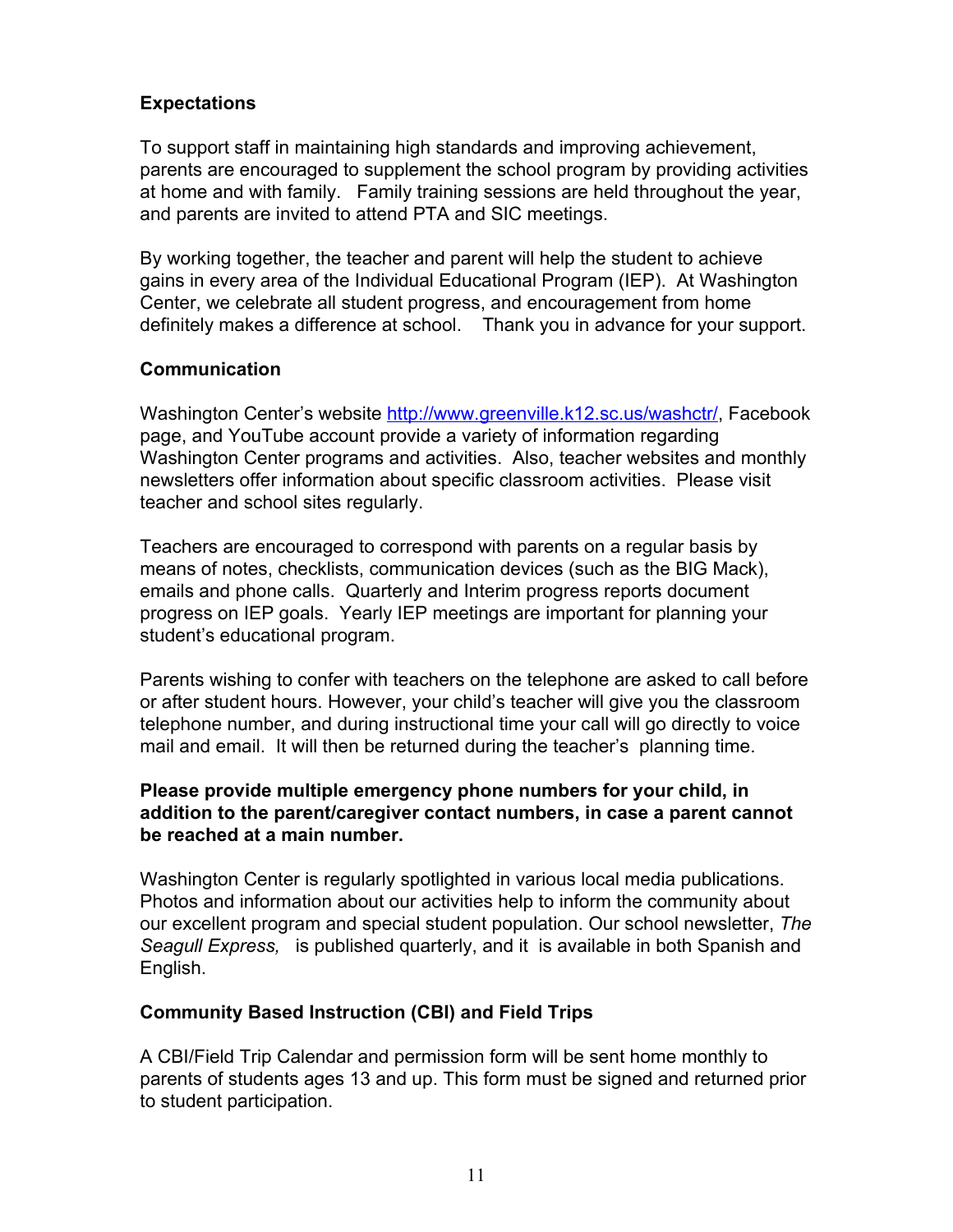**Expectations**

To support staff in maintaining high standards and improving achievement, parents are encouraged to supplement the school program by providing activities at home and with family. Family training sessions are held throughout the year, and parents are invited to attend PTA and SIC meetings.

By working together, the teacher and parent will help the student to achieve gains in every area of the Individual Educational Program (IEP). At Washington Center, we celebrate all student progress, and encouragement from home definitely makes a difference at school. Thank you in advance for your support.

**Communication**

Washington Center's website http://www.greenville.k12.sc.us/washctr/, Facebook page, and YouTube account provide a variety of information regarding Washington Center programs and activities. Also, teacher websites and monthly newsletters offer information about specific classroom activities. Please visit teacher and school sites regularly.

Teachers are encouraged to correspond with parents on a regular basis by means of notes, checklists, communication devices (such as the BIG Mack), emails and phone calls. Quarterly and Interim progress reports document progress on IEP goals. Yearly IEP meetings are important for planning your student's educational program.

Parents wishing to confer with teachers on the telephone are asked to call before or after student hours. However, your child's teacher will give you the classroom telephone number, and during instructional time your call will go directly to voice mail and email. It will then be returned during the teacher's planning time.

**Please provide multiple emergency phone numbers for your child, in addition to the parent/caregiver contact numbers, in case a parent cannot be reached at a main number.**

Washington Center is regularly spotlighted in various local media publications. Photos and information about our activities help to inform the community about our excellent program and special student population. Our school newsletter, *The Seagull Express,* is published quarterly, and it is available in both Spanish and English.

**Community Based Instruction (CBI) and Field Trips**

A CBI/Field Trip Calendar and permission form will be sent home monthly to parents of students ages 13 and up. This form must be signed and returned prior to student participation.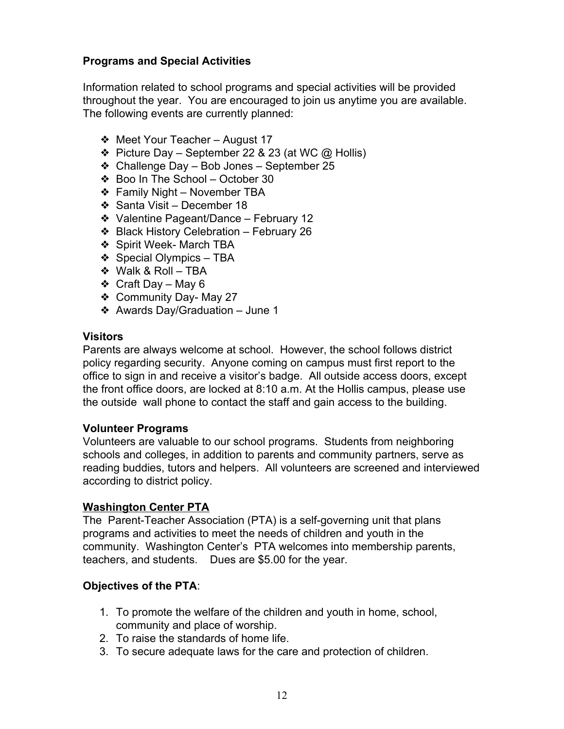**Programs and Special Activities**

Information related to school programs and special activities will be provided throughout the year. You are encouraged to join us anytime you are available. The following events are currently planned:

- Meet Your Teacher – August 17
- Picture Day – September 22 & 23 (at WC @ Hollis)
- Challenge Day – Bob Jones – September 25
- Boo In The School – October 30
- Family Night – November TBA
- Santa Visit – December 18
- Valentine Pageant/Dance – February 12
- Black History Celebration – February 26
- Spirit Week- March TBA
- Special Olympics – TBA
- Walk & Roll – TBA
- Craft Day – May 6
- Community Day- May 27
- Awards Day/Graduation – June 1

**Visitors**

Parents are always welcome at school. However, the school follows district policy regarding security. Anyone coming on campus must first report to the office to sign in and receive a visitor's badge. All outside access doors, except the front office doors, are locked at 8:10 a.m. At the Hollis campus, please use the outside wall phone to contact the staff and gain access to the building.

**Volunteer Programs**

Volunteers are valuable to our school programs. Students from neighboring schools and colleges, in addition to parents and community partners, serve as reading buddies, tutors and helpers. All volunteers are screened and interviewed according to district policy.

**Washington Center PTA**

The Parent-Teacher Association (PTA) is a self-governing unit that plans programs and activities to meet the needs of children and youth in the community. Washington Center's PTA welcomes into membership parents, teachers, and students. Dues are $5.00 for the year.

**Objectives of the PTA**:

1. To promote the welfare of the children and youth in home, school, community and place of worship.
2. To raise the standards of home life.
3. To secure adequate laws for the care and protection of children.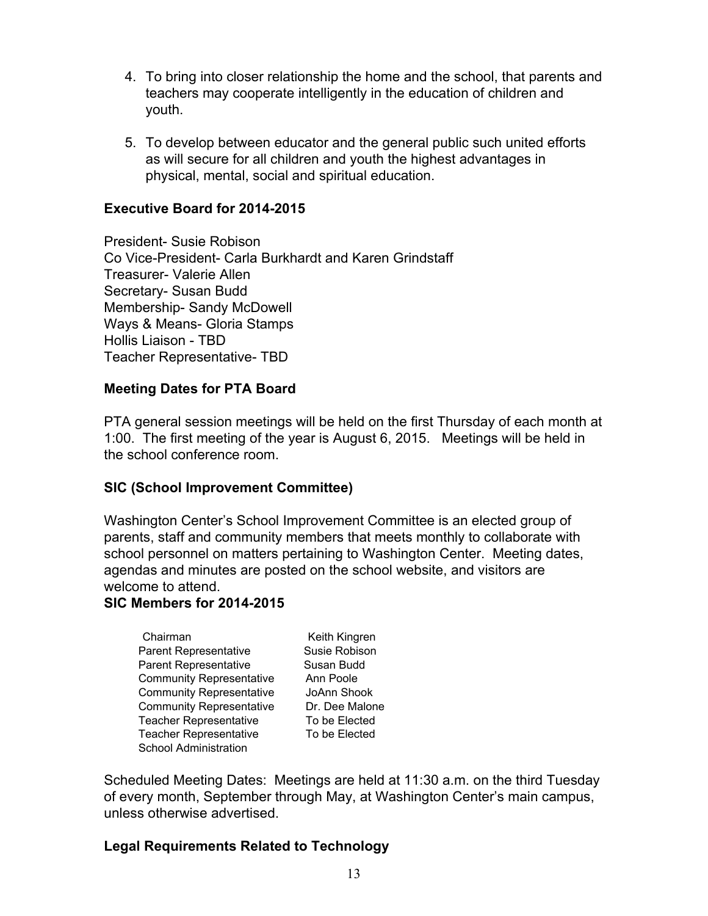4. To bring into closer relationship the home and the school, that parents and teachers may cooperate intelligently in the education of children and youth.

5. To develop between educator and the general public such united efforts as will secure for all children and youth the highest advantages in physical, mental, social and spiritual education.

### Executive Board for 2014-2015

President- Susie Robison
Co Vice-President- Carla Burkhardt and Karen Grindstaff
Treasurer- Valerie Allen
Secretary- Susan Budd
Membership- Sandy McDowell
Ways & Means- Gloria Stamps
Hollis Liaison - TBD
Teacher Representative- TBD

### Meeting Dates for PTA Board

PTA general session meetings will be held on the first Thursday of each month at 1:00. The first meeting of the year is August 6, 2015. Meetings will be held in the school conference room.

### SIC (School Improvement Committee)

Washington Center's School Improvement Committee is an elected group of parents, staff and community members that meets monthly to collaborate with school personnel on matters pertaining to Washington Center. Meeting dates, agendas and minutes are posted on the school website, and visitors are welcome to attend.

### SIC Members for 2014-2015

| | |
|---|---|
| Chairman | Keith Kingren |
| Parent Representative | Susie Robison |
| Parent Representative | Susan Budd |
| Community Representative | Ann Poole |
| Community Representative | JoAnn Shook |
| Community Representative | Dr. Dee Malone |
| Teacher Representative | To be Elected |
| Teacher Representative | To be Elected |
| School Administration | |

Scheduled Meeting Dates: Meetings are held at 11:30 a.m. on the third Tuesday of every month, September through May, at Washington Center's main campus, unless otherwise advertised.

### Legal Requirements Related to Technology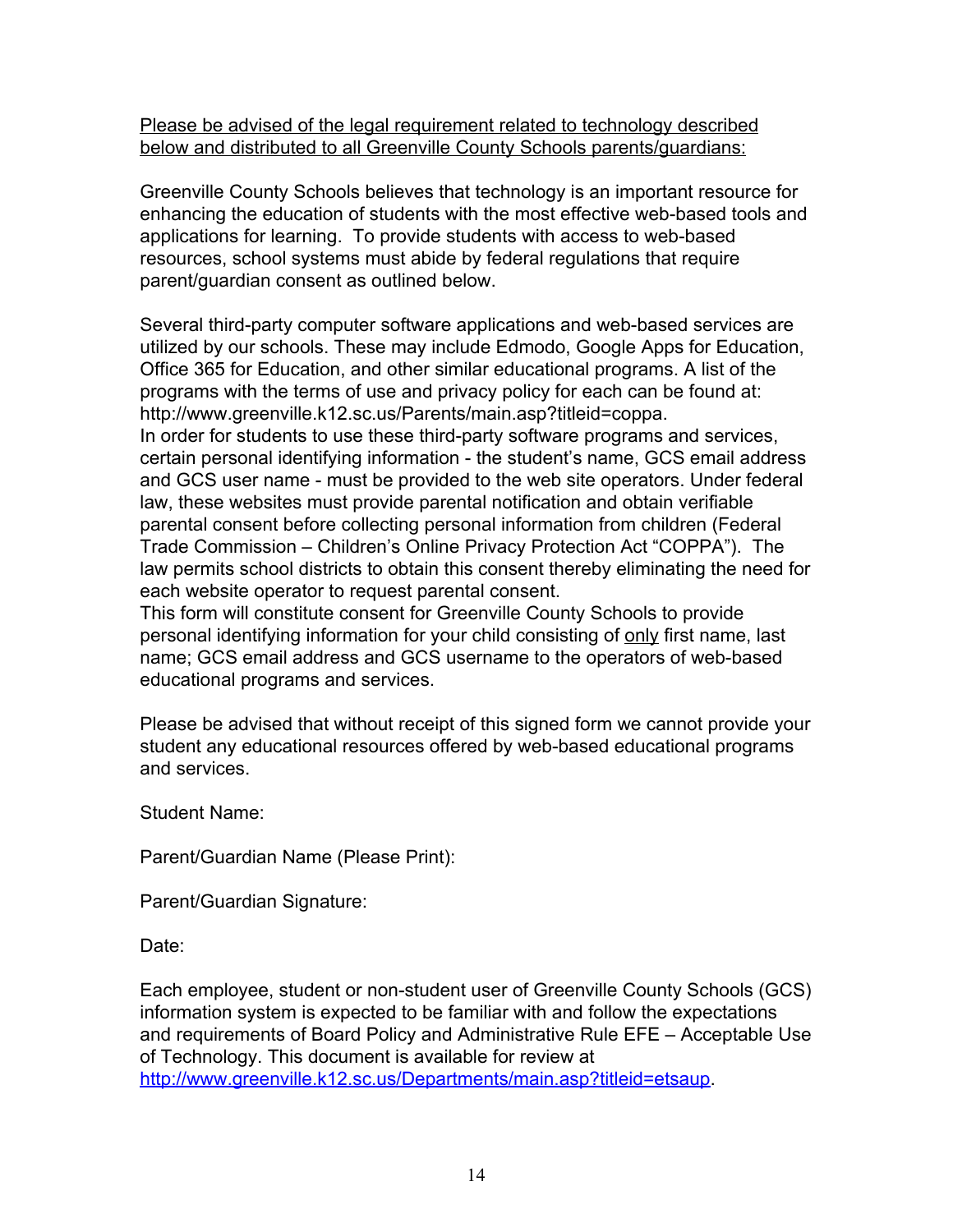<u>Please be advised of the legal requirement related to technology described below and distributed to all Greenville County Schools parents/guardians:</u>

Greenville County Schools believes that technology is an important resource for enhancing the education of students with the most effective web-based tools and applications for learning. To provide students with access to web-based resources, school systems must abide by federal regulations that require parent/guardian consent as outlined below.

Several third-party computer software applications and web-based services are utilized by our schools. These may include Edmodo, Google Apps for Education, Office 365 for Education, and other similar educational programs. A list of the programs with the terms of use and privacy policy for each can be found at: http://www.greenville.k12.sc.us/Parents/main.asp?titleid=coppa.
In order for students to use these third-party software programs and services, certain personal identifying information - the student's name, GCS email address and GCS user name - must be provided to the web site operators. Under federal law, these websites must provide parental notification and obtain verifiable parental consent before collecting personal information from children (Federal Trade Commission – Children's Online Privacy Protection Act "COPPA"). The law permits school districts to obtain this consent thereby eliminating the need for each website operator to request parental consent.
This form will constitute consent for Greenville County Schools to provide personal identifying information for your child consisting of <u>only</u> first name, last name; GCS email address and GCS username to the operators of web-based educational programs and services.

Please be advised that without receipt of this signed form we cannot provide your student any educational resources offered by web-based educational programs and services.

Student Name:

Parent/Guardian Name (Please Print):

Parent/Guardian Signature:

Date:

Each employee, student or non-student user of Greenville County Schools (GCS) information system is expected to be familiar with and follow the expectations and requirements of Board Policy and Administrative Rule EFE – Acceptable Use of Technology. This document is available for review at http://www.greenville.k12.sc.us/Departments/main.asp?titleid=etsaup.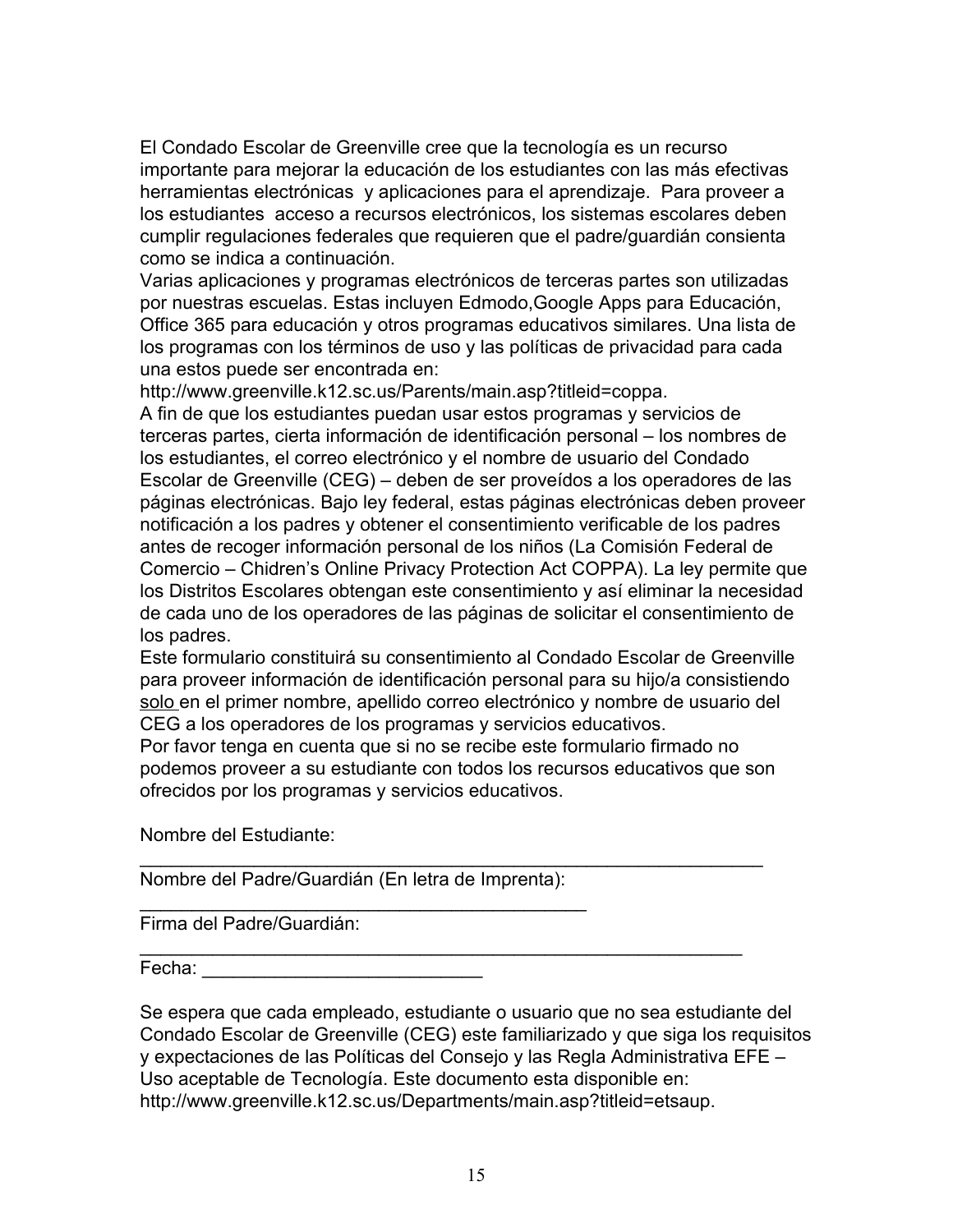El Condado Escolar de Greenville cree que la tecnología es un recurso importante para mejorar la educación de los estudiantes con las más efectivas herramientas electrónicas  y aplicaciones para el aprendizaje.  Para proveer a los estudiantes  acceso a recursos electrónicos, los sistemas escolares deben cumplir regulaciones federales que requieren que el padre/guardián consienta como se indica a continuación.

Varias aplicaciones y programas electrónicos de terceras partes son utilizadas por nuestras escuelas. Estas incluyen Edmodo,Google Apps para Educación, Office 365 para educación y otros programas educativos similares. Una lista de los programas con los términos de uso y las políticas de privacidad para cada una estos puede ser encontrada en:
http://www.greenville.k12.sc.us/Parents/main.asp?titleid=coppa.

A fin de que los estudiantes puedan usar estos programas y servicios de terceras partes, cierta información de identificación personal – los nombres de los estudiantes, el correo electrónico y el nombre de usuario del Condado Escolar de Greenville (CEG) – deben de ser proveídos a los operadores de las páginas electrónicas. Bajo ley federal, estas páginas electrónicas deben proveer notificación a los padres y obtener el consentimiento verificable de los padres antes de recoger información personal de los niños (La Comisión Federal de Comercio – Chidren's Online Privacy Protection Act COPPA). La ley permite que los Distritos Escolares obtengan este consentimiento y así eliminar la necesidad de cada uno de los operadores de las páginas de solicitar el consentimiento de los padres.

Este formulario constituirá su consentimiento al Condado Escolar de Greenville para proveer información de identificación personal para su hijo/a consistiendo <u>solo</u> en el primer nombre, apellido correo electrónico y nombre de usuario del CEG a los operadores de los programas y servicios educativos.

Por favor tenga en cuenta que si no se recibe este formulario firmado no podemos proveer a su estudiante con todos los recursos educativos que son ofrecidos por los programas y servicios educativos.

Nombre del Estudiante:
_____________________________________________________________

Nombre del Padre/Guardián (En letra de Imprenta):
____________________________________________

Firma del Padre/Guardián:
___________________________________________________________

Fecha: ___________________________

Se espera que cada empleado, estudiante o usuario que no sea estudiante del Condado Escolar de Greenville (CEG) este familiarizado y que siga los requisitos y expectaciones de las Políticas del Consejo y las Regla Administrativa EFE – Uso aceptable de Tecnología. Este documento esta disponible en:
http://www.greenville.k12.sc.us/Departments/main.asp?titleid=etsaup.